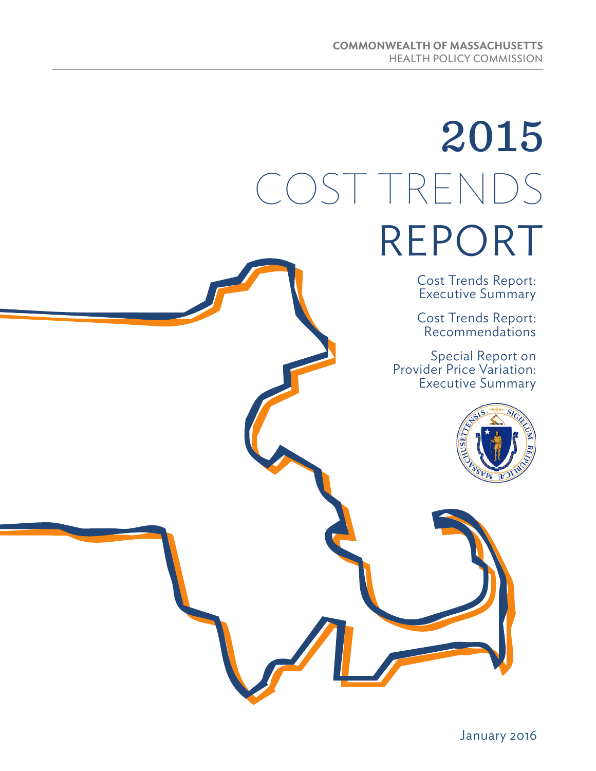**COMMONWEALTH OF MASSACHUSETTS**
HEALTH POLICY COMMISSION

# 2015 COST TRENDS REPORT

Cost Trends Report: Executive Summary

Cost Trends Report: Recommendations

Special Report on Provider Price Variation: Executive Summary

January 2016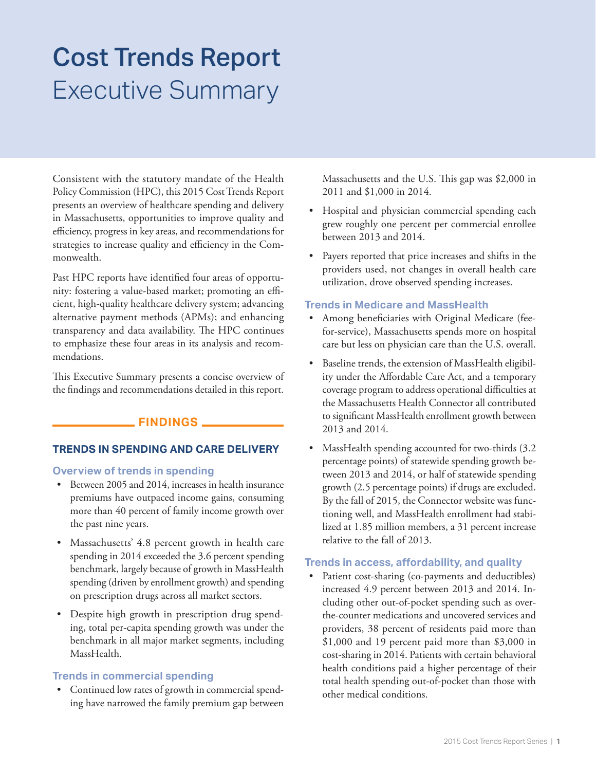# Cost Trends Report
Executive Summary

Consistent with the statutory mandate of the Health Policy Commission (HPC), this 2015 Cost Trends Report presents an overview of healthcare spending and delivery in Massachusetts, opportunities to improve quality and efficiency, progress in key areas, and recommendations for strategies to increase quality and efficiency in the Commonwealth.

Past HPC reports have identified four areas of opportunity: fostering a value-based market; promoting an efficient, high-quality healthcare delivery system; advancing alternative payment methods (APMs); and enhancing transparency and data availability. The HPC continues to emphasize these four areas in its analysis and recommendations.

This Executive Summary presents a concise overview of the findings and recommendations detailed in this report.

## FINDINGS

### TRENDS IN SPENDING AND CARE DELIVERY

#### Overview of trends in spending

- Between 2005 and 2014, increases in health insurance premiums have outpaced income gains, consuming more than 40 percent of family income growth over the past nine years.
- Massachusetts' 4.8 percent growth in health care spending in 2014 exceeded the 3.6 percent spending benchmark, largely because of growth in MassHealth spending (driven by enrollment growth) and spending on prescription drugs across all market sectors.
- Despite high growth in prescription drug spending, total per-capita spending growth was under the benchmark in all major market segments, including MassHealth.

#### Trends in commercial spending

- Continued low rates of growth in commercial spending have narrowed the family premium gap between Massachusetts and the U.S. This gap was $2,000 in 2011 and $1,000 in 2014.
- Hospital and physician commercial spending each grew roughly one percent per commercial enrollee between 2013 and 2014.
- Payers reported that price increases and shifts in the providers used, not changes in overall health care utilization, drove observed spending increases.

#### Trends in Medicare and MassHealth

- Among beneficiaries with Original Medicare (fee-for-service), Massachusetts spends more on hospital care but less on physician care than the U.S. overall.
- Baseline trends, the extension of MassHealth eligibility under the Affordable Care Act, and a temporary coverage program to address operational difficulties at the Massachusetts Health Connector all contributed to significant MassHealth enrollment growth between 2013 and 2014.
- MassHealth spending accounted for two-thirds (3.2 percentage points) of statewide spending growth between 2013 and 2014, or half of statewide spending growth (2.5 percentage points) if drugs are excluded. By the fall of 2015, the Connector website was functioning well, and MassHealth enrollment had stabilized at 1.85 million members, a 31 percent increase relative to the fall of 2013.

#### Trends in access, affordability, and quality

- Patient cost-sharing (co-payments and deductibles) increased 4.9 percent between 2013 and 2014. Including other out-of-pocket spending such as over-the-counter medications and uncovered services and providers, 38 percent of residents paid more than $1,000 and 19 percent paid more than $3,000 in cost-sharing in 2014. Patients with certain behavioral health conditions paid a higher percentage of their total health spending out-of-pocket than those with other medical conditions.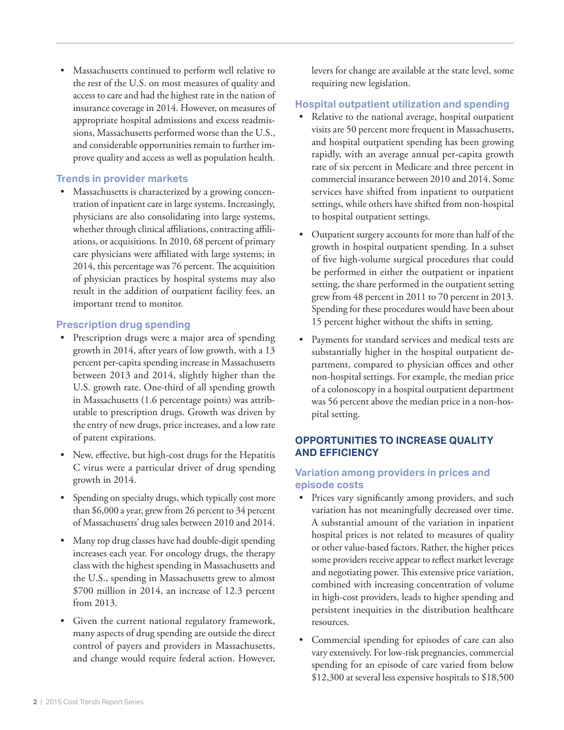- Massachusetts continued to perform well relative to the rest of the U.S. on most measures of quality and access to care and had the highest rate in the nation of insurance coverage in 2014. However, on measures of appropriate hospital admissions and excess readmissions, Massachusetts performed worse than the U.S., and considerable opportunities remain to further improve quality and access as well as population health.

### Trends in provider markets

- Massachusetts is characterized by a growing concentration of inpatient care in large systems. Increasingly, physicians are also consolidating into large systems, whether through clinical affiliations, contracting affiliations, or acquisitions. In 2010, 68 percent of primary care physicians were affiliated with large systems; in 2014, this percentage was 76 percent. The acquisition of physician practices by hospital systems may also result in the addition of outpatient facility fees, an important trend to monitor.

### Prescription drug spending

- Prescription drugs were a major area of spending growth in 2014, after years of low growth, with a 13 percent per-capita spending increase in Massachusetts between 2013 and 2014, slightly higher than the U.S. growth rate. One-third of all spending growth in Massachusetts (1.6 percentage points) was attributable to prescription drugs. Growth was driven by the entry of new drugs, price increases, and a low rate of patent expirations.
- New, effective, but high-cost drugs for the Hepatitis C virus were a particular driver of drug spending growth in 2014.
- Spending on specialty drugs, which typically cost more than $6,000 a year, grew from 26 percent to 34 percent of Massachusetts' drug sales between 2010 and 2014.
- Many top drug classes have had double-digit spending increases each year. For oncology drugs, the therapy class with the highest spending in Massachusetts and the U.S., spending in Massachusetts grew to almost $700 million in 2014, an increase of 12.3 percent from 2013.
- Given the current national regulatory framework, many aspects of drug spending are outside the direct control of payers and providers in Massachusetts, and change would require federal action. However, levers for change are available at the state level, some requiring new legislation.

### Hospital outpatient utilization and spending

- Relative to the national average, hospital outpatient visits are 50 percent more frequent in Massachusetts, and hospital outpatient spending has been growing rapidly, with an average annual per-capita growth rate of six percent in Medicare and three percent in commercial insurance between 2010 and 2014. Some services have shifted from inpatient to outpatient settings, while others have shifted from non-hospital to hospital outpatient settings.
- Outpatient surgery accounts for more than half of the growth in hospital outpatient spending. In a subset of five high-volume surgical procedures that could be performed in either the outpatient or inpatient setting, the share performed in the outpatient setting grew from 48 percent in 2011 to 70 percent in 2013. Spending for these procedures would have been about 15 percent higher without the shifts in setting.
- Payments for standard services and medical tests are substantially higher in the hospital outpatient department, compared to physician offices and other non-hospital settings. For example, the median price of a colonoscopy in a hospital outpatient department was 56 percent above the median price in a non-hospital setting.

## OPPORTUNITIES TO INCREASE QUALITY AND EFFICIENCY

### Variation among providers in prices and episode costs

- Prices vary significantly among providers, and such variation has not meaningfully decreased over time. A substantial amount of the variation in inpatient hospital prices is not related to measures of quality or other value-based factors. Rather, the higher prices some providers receive appear to reflect market leverage and negotiating power. This extensive price variation, combined with increasing concentration of volume in high-cost providers, leads to higher spending and persistent inequities in the distribution healthcare resources.
- Commercial spending for episodes of care can also vary extensively. For low-risk pregnancies, commercial spending for an episode of care varied from below $12,300 at several less expensive hospitals to $18,500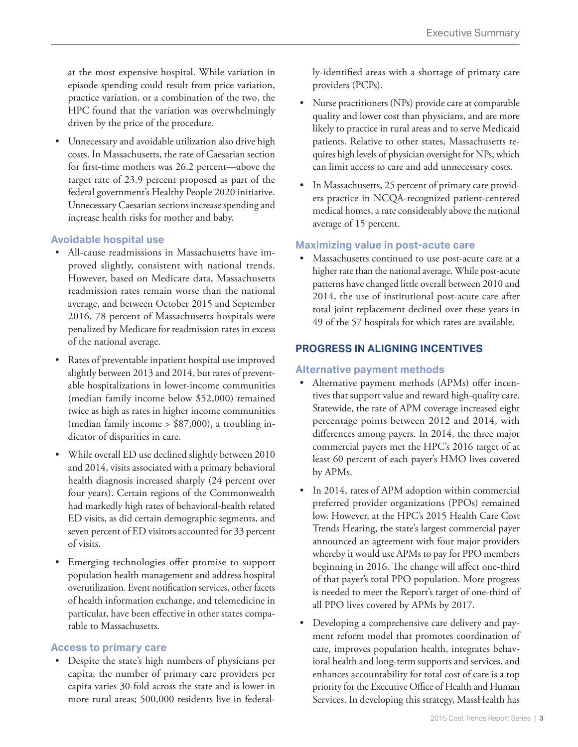at the most expensive hospital. While variation in episode spending could result from price variation, practice variation, or a combination of the two, the HPC found that the variation was overwhelmingly driven by the price of the procedure.

- Unnecessary and avoidable utilization also drive high costs. In Massachusetts, the rate of Caesarian section for first-time mothers was 26.2 percent—above the target rate of 23.9 percent proposed as part of the federal government's Healthy People 2020 initiative. Unnecessary Caesarian sections increase spending and increase health risks for mother and baby.

### Avoidable hospital use

- All-cause readmissions in Massachusetts have improved slightly, consistent with national trends. However, based on Medicare data, Massachusetts readmission rates remain worse than the national average, and between October 2015 and September 2016, 78 percent of Massachusetts hospitals were penalized by Medicare for readmission rates in excess of the national average.
- Rates of preventable inpatient hospital use improved slightly between 2013 and 2014, but rates of preventable hospitalizations in lower-income communities (median family income below $52,000) remained twice as high as rates in higher income communities (median family income > $87,000), a troubling indicator of disparities in care.
- While overall ED use declined slightly between 2010 and 2014, visits associated with a primary behavioral health diagnosis increased sharply (24 percent over four years). Certain regions of the Commonwealth had markedly high rates of behavioral-health related ED visits, as did certain demographic segments, and seven percent of ED visitors accounted for 33 percent of visits.
- Emerging technologies offer promise to support population health management and address hospital overutilization. Event notification services, other facets of health information exchange, and telemedicine in particular, have been effective in other states comparable to Massachusetts.

### Access to primary care

- Despite the state's high numbers of physicians per capita, the number of primary care providers per capita varies 30-fold across the state and is lower in more rural areas; 500,000 residents live in federally-identified areas with a shortage of primary care providers (PCPs).
- Nurse practitioners (NPs) provide care at comparable quality and lower cost than physicians, and are more likely to practice in rural areas and to serve Medicaid patients. Relative to other states, Massachusetts requires high levels of physician oversight for NPs, which can limit access to care and add unnecessary costs.
- In Massachusetts, 25 percent of primary care providers practice in NCQA-recognized patient-centered medical homes, a rate considerably above the national average of 15 percent.

### Maximizing value in post-acute care

- Massachusetts continued to use post-acute care at a higher rate than the national average. While post-acute patterns have changed little overall between 2010 and 2014, the use of institutional post-acute care after total joint replacement declined over these years in 49 of the 57 hospitals for which rates are available.

## PROGRESS IN ALIGNING INCENTIVES

### Alternative payment methods

- Alternative payment methods (APMs) offer incentives that support value and reward high-quality care. Statewide, the rate of APM coverage increased eight percentage points between 2012 and 2014, with differences among payers. In 2014, the three major commercial payers met the HPC's 2016 target of at least 60 percent of each payer's HMO lives covered by APMs.
- In 2014, rates of APM adoption within commercial preferred provider organizations (PPOs) remained low. However, at the HPC's 2015 Health Care Cost Trends Hearing, the state's largest commercial payer announced an agreement with four major providers whereby it would use APMs to pay for PPO members beginning in 2016. The change will affect one-third of that payer's total PPO population. More progress is needed to meet the Report's target of one-third of all PPO lives covered by APMs by 2017.
- Developing a comprehensive care delivery and payment reform model that promotes coordination of care, improves population health, integrates behavioral health and long-term supports and services, and enhances accountability for total cost of care is a top priority for the Executive Office of Health and Human Services. In developing this strategy, MassHealth has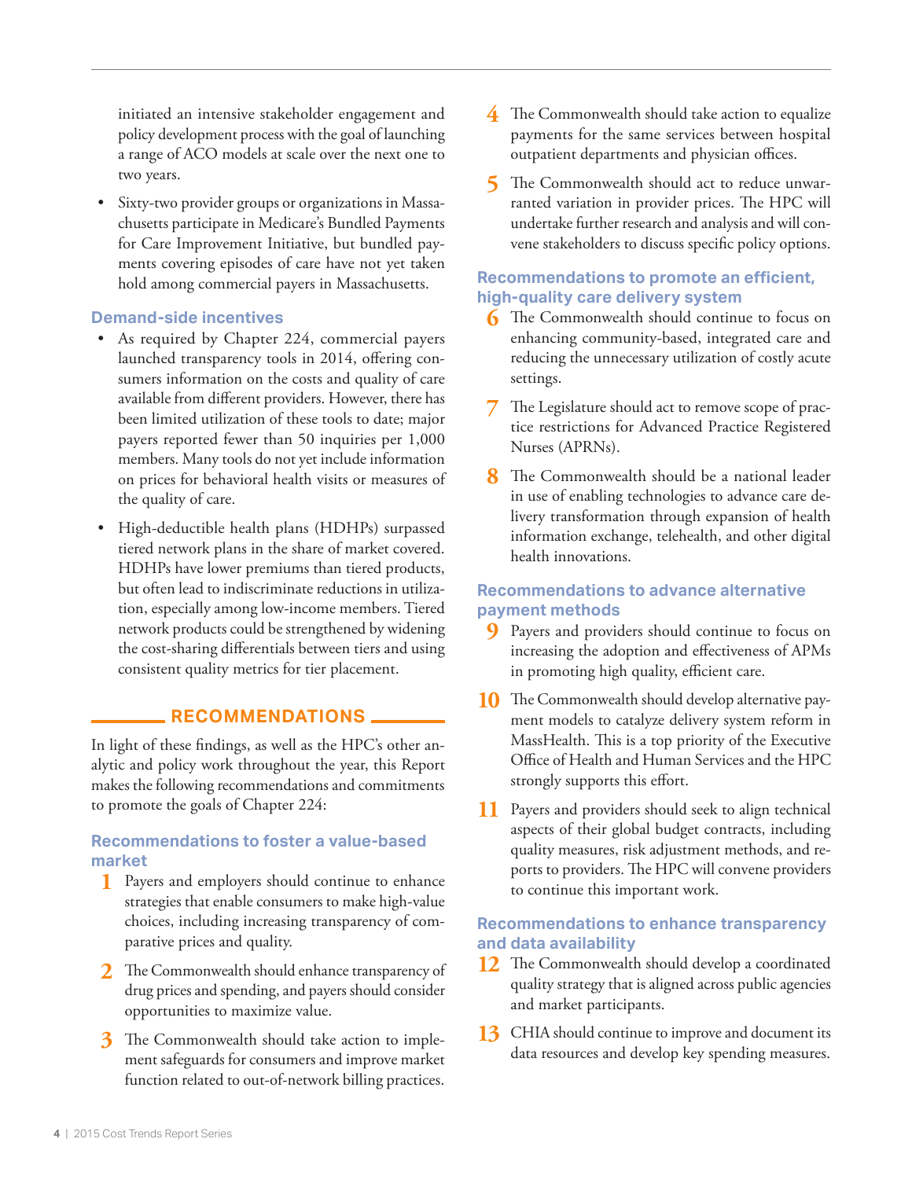initiated an intensive stakeholder engagement and policy development process with the goal of launching a range of ACO models at scale over the next one to two years.

- Sixty-two provider groups or organizations in Massachusetts participate in Medicare's Bundled Payments for Care Improvement Initiative, but bundled payments covering episodes of care have not yet taken hold among commercial payers in Massachusetts.

### Demand-side incentives

- As required by Chapter 224, commercial payers launched transparency tools in 2014, offering consumers information on the costs and quality of care available from different providers. However, there has been limited utilization of these tools to date; major payers reported fewer than 50 inquiries per 1,000 members. Many tools do not yet include information on prices for behavioral health visits or measures of the quality of care.
- High-deductible health plans (HDHPs) surpassed tiered network plans in the share of market covered. HDHPs have lower premiums than tiered products, but often lead to indiscriminate reductions in utilization, especially among low-income members. Tiered network products could be strengthened by widening the cost-sharing differentials between tiers and using consistent quality metrics for tier placement.

## RECOMMENDATIONS

In light of these findings, as well as the HPC's other analytic and policy work throughout the year, this Report makes the following recommendations and commitments to promote the goals of Chapter 224:

### Recommendations to foster a value-based market

1. Payers and employers should continue to enhance strategies that enable consumers to make high-value choices, including increasing transparency of comparative prices and quality.
2. The Commonwealth should enhance transparency of drug prices and spending, and payers should consider opportunities to maximize value.
3. The Commonwealth should take action to implement safeguards for consumers and improve market function related to out-of-network billing practices.
4. The Commonwealth should take action to equalize payments for the same services between hospital outpatient departments and physician offices.
5. The Commonwealth should act to reduce unwarranted variation in provider prices. The HPC will undertake further research and analysis and will convene stakeholders to discuss specific policy options.

### Recommendations to promote an efficient, high-quality care delivery system

6. The Commonwealth should continue to focus on enhancing community-based, integrated care and reducing the unnecessary utilization of costly acute settings.
7. The Legislature should act to remove scope of practice restrictions for Advanced Practice Registered Nurses (APRNs).
8. The Commonwealth should be a national leader in use of enabling technologies to advance care delivery transformation through expansion of health information exchange, telehealth, and other digital health innovations.

### Recommendations to advance alternative payment methods

9. Payers and providers should continue to focus on increasing the adoption and effectiveness of APMs in promoting high quality, efficient care.
10. The Commonwealth should develop alternative payment models to catalyze delivery system reform in MassHealth. This is a top priority of the Executive Office of Health and Human Services and the HPC strongly supports this effort.
11. Payers and providers should seek to align technical aspects of their global budget contracts, including quality measures, risk adjustment methods, and reports to providers. The HPC will convene providers to continue this important work.

### Recommendations to enhance transparency and data availability

12. The Commonwealth should develop a coordinated quality strategy that is aligned across public agencies and market participants.
13. CHIA should continue to improve and document its data resources and develop key spending measures.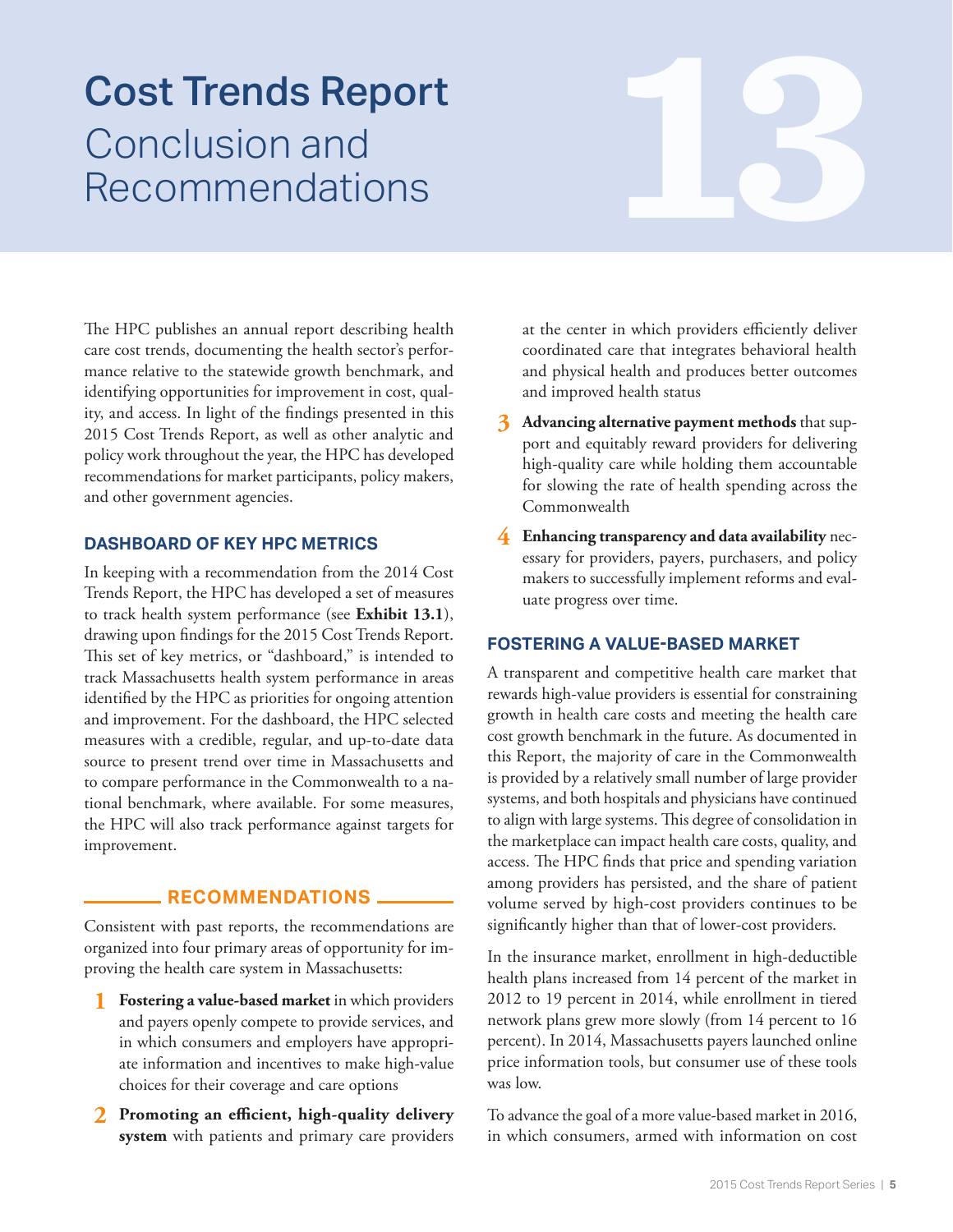# Cost Trends Report
## Conclusion and Recommendations

The HPC publishes an annual report describing health care cost trends, documenting the health sector's performance relative to the statewide growth benchmark, and identifying opportunities for improvement in cost, quality, and access. In light of the findings presented in this 2015 Cost Trends Report, as well as other analytic and policy work throughout the year, the HPC has developed recommendations for market participants, policy makers, and other government agencies.

### DASHBOARD OF KEY HPC METRICS

In keeping with a recommendation from the 2014 Cost Trends Report, the HPC has developed a set of measures to track health system performance (see **Exhibit 13.1**), drawing upon findings for the 2015 Cost Trends Report. This set of key metrics, or "dashboard," is intended to track Massachusetts health system performance in areas identified by the HPC as priorities for ongoing attention and improvement. For the dashboard, the HPC selected measures with a credible, regular, and up-to-date data source to present trend over time in Massachusetts and to compare performance in the Commonwealth to a national benchmark, where available. For some measures, the HPC will also track performance against targets for improvement.

### RECOMMENDATIONS

Consistent with past reports, the recommendations are organized into four primary areas of opportunity for improving the health care system in Massachusetts:

1. **Fostering a value-based market** in which providers and payers openly compete to provide services, and in which consumers and employers have appropriate information and incentives to make high-value choices for their coverage and care options
2. **Promoting an efficient, high-quality delivery system** with patients and primary care providers at the center in which providers efficiently deliver coordinated care that integrates behavioral health and physical health and produces better outcomes and improved health status
3. **Advancing alternative payment methods** that support and equitably reward providers for delivering high-quality care while holding them accountable for slowing the rate of health spending across the Commonwealth
4. **Enhancing transparency and data availability** necessary for providers, payers, purchasers, and policy makers to successfully implement reforms and evaluate progress over time.

### FOSTERING A VALUE-BASED MARKET

A transparent and competitive health care market that rewards high-value providers is essential for constraining growth in health care costs and meeting the health care cost growth benchmark in the future. As documented in this Report, the majority of care in the Commonwealth is provided by a relatively small number of large provider systems, and both hospitals and physicians have continued to align with large systems. This degree of consolidation in the marketplace can impact health care costs, quality, and access. The HPC finds that price and spending variation among providers has persisted, and the share of patient volume served by high-cost providers continues to be significantly higher than that of lower-cost providers.

In the insurance market, enrollment in high-deductible health plans increased from 14 percent of the market in 2012 to 19 percent in 2014, while enrollment in tiered network plans grew more slowly (from 14 percent to 16 percent). In 2014, Massachusetts payers launched online price information tools, but consumer use of these tools was low.

To advance the goal of a more value-based market in 2016, in which consumers, armed with information on cost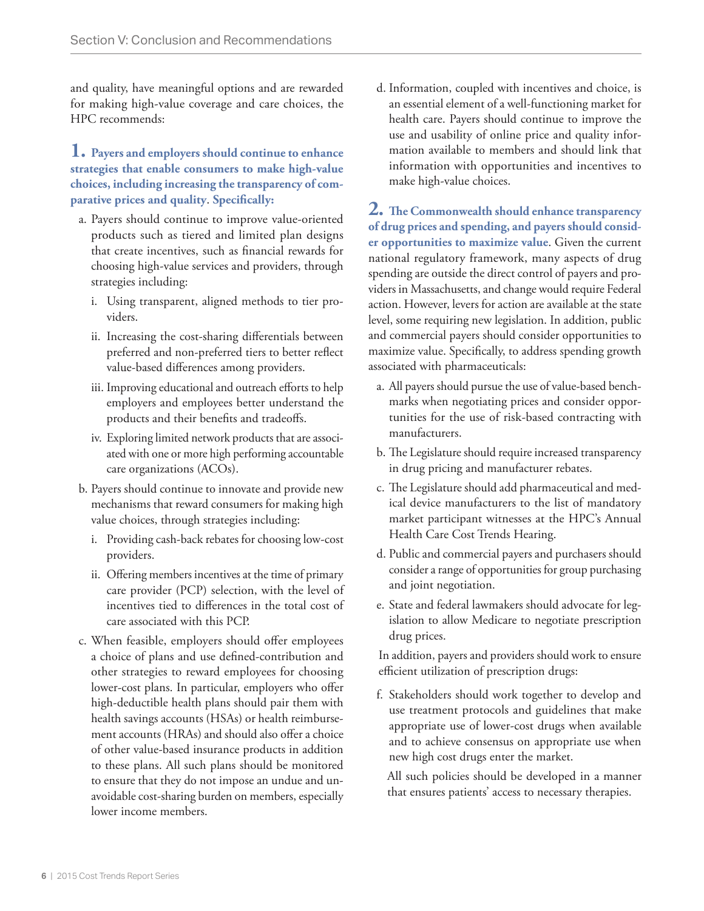and quality, have meaningful options and are rewarded for making high-value coverage and care choices, the HPC recommends:

**1. Payers and employers should continue to enhance strategies that enable consumers to make high-value choices, including increasing the transparency of comparative prices and quality. Specifically:**

a. Payers should continue to improve value-oriented products such as tiered and limited plan designs that create incentives, such as financial rewards for choosing high-value services and providers, through strategies including:

   i. Using transparent, aligned methods to tier providers.

   ii. Increasing the cost-sharing differentials between preferred and non-preferred tiers to better reflect value-based differences among providers.

   iii. Improving educational and outreach efforts to help employers and employees better understand the products and their benefits and tradeoffs.

   iv. Exploring limited network products that are associated with one or more high performing accountable care organizations (ACOs).

b. Payers should continue to innovate and provide new mechanisms that reward consumers for making high value choices, through strategies including:

   i. Providing cash-back rebates for choosing low-cost providers.

   ii. Offering members incentives at the time of primary care provider (PCP) selection, with the level of incentives tied to differences in the total cost of care associated with this PCP.

c. When feasible, employers should offer employees a choice of plans and use defined-contribution and other strategies to reward employees for choosing lower-cost plans. In particular, employers who offer high-deductible health plans should pair them with health savings accounts (HSAs) or health reimbursement accounts (HRAs) and should also offer a choice of other value-based insurance products in addition to these plans. All such plans should be monitored to ensure that they do not impose an undue and unavoidable cost-sharing burden on members, especially lower income members.

d. Information, coupled with incentives and choice, is an essential element of a well-functioning market for health care. Payers should continue to improve the use and usability of online price and quality information available to members and should link that information with opportunities and incentives to make high-value choices.

**2. The Commonwealth should enhance transparency of drug prices and spending, and payers should consider opportunities to maximize value.** Given the current national regulatory framework, many aspects of drug spending are outside the direct control of payers and providers in Massachusetts, and change would require Federal action. However, levers for action are available at the state level, some requiring new legislation. In addition, public and commercial payers should consider opportunities to maximize value. Specifically, to address spending growth associated with pharmaceuticals:

a. All payers should pursue the use of value-based benchmarks when negotiating prices and consider opportunities for the use of risk-based contracting with manufacturers.

b. The Legislature should require increased transparency in drug pricing and manufacturer rebates.

c. The Legislature should add pharmaceutical and medical device manufacturers to the list of mandatory market participant witnesses at the HPC's Annual Health Care Cost Trends Hearing.

d. Public and commercial payers and purchasers should consider a range of opportunities for group purchasing and joint negotiation.

e. State and federal lawmakers should advocate for legislation to allow Medicare to negotiate prescription drug prices.

In addition, payers and providers should work to ensure efficient utilization of prescription drugs:

f. Stakeholders should work together to develop and use treatment protocols and guidelines that make appropriate use of lower-cost drugs when available and to achieve consensus on appropriate use when new high cost drugs enter the market.

All such policies should be developed in a manner that ensures patients' access to necessary therapies.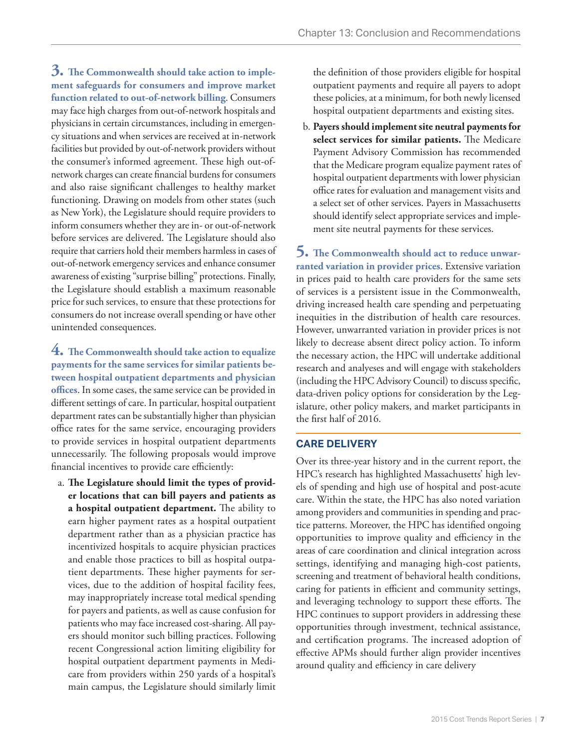**3. The Commonwealth should take action to implement safeguards for consumers and improve market function related to out-of-network billing**. Consumers may face high charges from out-of-network hospitals and physicians in certain circumstances, including in emergency situations and when services are received at in-network facilities but provided by out-of-network providers without the consumer's informed agreement. These high out-of-network charges can create financial burdens for consumers and also raise significant challenges to healthy market functioning. Drawing on models from other states (such as New York), the Legislature should require providers to inform consumers whether they are in- or out-of-network before services are delivered. The Legislature should also require that carriers hold their members harmless in cases of out-of-network emergency services and enhance consumer awareness of existing "surprise billing" protections. Finally, the Legislature should establish a maximum reasonable price for such services, to ensure that these protections for consumers do not increase overall spending or have other unintended consequences.

**4. The Commonwealth should take action to equalize payments for the same services for similar patients between hospital outpatient departments and physician offices**. In some cases, the same service can be provided in different settings of care. In particular, hospital outpatient department rates can be substantially higher than physician office rates for the same service, encouraging providers to provide services in hospital outpatient departments unnecessarily. The following proposals would improve financial incentives to provide care efficiently:

a. **The Legislature should limit the types of provider locations that can bill payers and patients as a hospital outpatient department.** The ability to earn higher payment rates as a hospital outpatient department rather than as a physician practice has incentivized hospitals to acquire physician practices and enable those practices to bill as hospital outpatient departments. These higher payments for services, due to the addition of hospital facility fees, may inappropriately increase total medical spending for payers and patients, as well as cause confusion for patients who may face increased cost-sharing. All payers should monitor such billing practices. Following recent Congressional action limiting eligibility for hospital outpatient department payments in Medicare from providers within 250 yards of a hospital's main campus, the Legislature should similarly limit the definition of those providers eligible for hospital outpatient payments and require all payers to adopt these policies, at a minimum, for both newly licensed hospital outpatient departments and existing sites.

b. **Payers should implement site neutral payments for select services for similar patients.** The Medicare Payment Advisory Commission has recommended that the Medicare program equalize payment rates of hospital outpatient departments with lower physician office rates for evaluation and management visits and a select set of other services. Payers in Massachusetts should identify select appropriate services and implement site neutral payments for these services.

**5. The Commonwealth should act to reduce unwarranted variation in provider prices**. Extensive variation in prices paid to health care providers for the same sets of services is a persistent issue in the Commonwealth, driving increased health care spending and perpetuating inequities in the distribution of health care resources. However, unwarranted variation in provider prices is not likely to decrease absent direct policy action. To inform the necessary action, the HPC will undertake additional research and analyeses and will engage with stakeholders (including the HPC Advisory Council) to discuss specific, data-driven policy options for consideration by the Legislature, other policy makers, and market participants in the first half of 2016.

## CARE DELIVERY

Over its three-year history and in the current report, the HPC's research has highlighted Massachusetts' high levels of spending and high use of hospital and post-acute care. Within the state, the HPC has also noted variation among providers and communities in spending and practice patterns. Moreover, the HPC has identified ongoing opportunities to improve quality and efficiency in the areas of care coordination and clinical integration across settings, identifying and managing high-cost patients, screening and treatment of behavioral health conditions, caring for patients in efficient and community settings, and leveraging technology to support these efforts. The HPC continues to support providers in addressing these opportunities through investment, technical assistance, and certification programs. The increased adoption of effective APMs should further align provider incentives around quality and efficiency in care delivery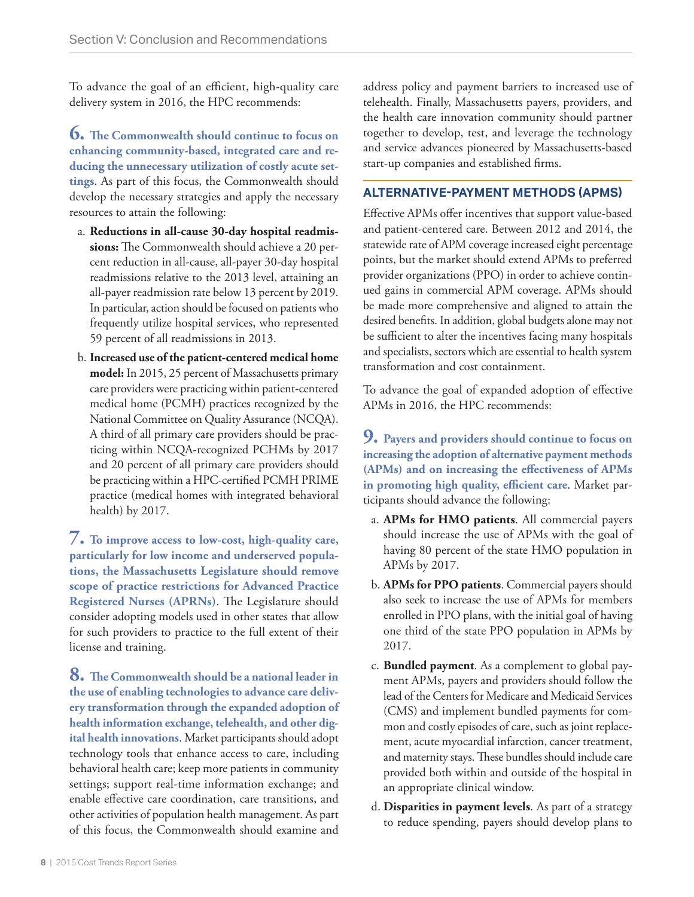To advance the goal of an efficient, high-quality care delivery system in 2016, the HPC recommends:

**6. The Commonwealth should continue to focus on enhancing community-based, integrated care and reducing the unnecessary utilization of costly acute settings**. As part of this focus, the Commonwealth should develop the necessary strategies and apply the necessary resources to attain the following:

a. **Reductions in all-cause 30-day hospital readmissions:** The Commonwealth should achieve a 20 percent reduction in all-cause, all-payer 30-day hospital readmissions relative to the 2013 level, attaining an all-payer readmission rate below 13 percent by 2019. In particular, action should be focused on patients who frequently utilize hospital services, who represented 59 percent of all readmissions in 2013.

b. **Increased use of the patient-centered medical home model:** In 2015, 25 percent of Massachusetts primary care providers were practicing within patient-centered medical home (PCMH) practices recognized by the National Committee on Quality Assurance (NCQA). A third of all primary care providers should be practicing within NCQA-recognized PCHMs by 2017 and 20 percent of all primary care providers should be practicing within a HPC-certified PCMH PRIME practice (medical homes with integrated behavioral health) by 2017.

**7. To improve access to low-cost, high-quality care, particularly for low income and underserved populations, the Massachusetts Legislature should remove scope of practice restrictions for Advanced Practice Registered Nurses (APRNs)**. The Legislature should consider adopting models used in other states that allow for such providers to practice to the full extent of their license and training.

**8. The Commonwealth should be a national leader in the use of enabling technologies to advance care delivery transformation through the expanded adoption of health information exchange, telehealth, and other digital health innovations**. Market participants should adopt technology tools that enhance access to care, including behavioral health care; keep more patients in community settings; support real-time information exchange; and enable effective care coordination, care transitions, and other activities of population health management. As part of this focus, the Commonwealth should examine and address policy and payment barriers to increased use of telehealth. Finally, Massachusetts payers, providers, and the health care innovation community should partner together to develop, test, and leverage the technology and service advances pioneered by Massachusetts-based start-up companies and established firms.

## ALTERNATIVE-PAYMENT METHODS (APMS)

Effective APMs offer incentives that support value-based and patient-centered care. Between 2012 and 2014, the statewide rate of APM coverage increased eight percentage points, but the market should extend APMs to preferred provider organizations (PPO) in order to achieve continued gains in commercial APM coverage. APMs should be made more comprehensive and aligned to attain the desired benefits. In addition, global budgets alone may not be sufficient to alter the incentives facing many hospitals and specialists, sectors which are essential to health system transformation and cost containment.

To advance the goal of expanded adoption of effective APMs in 2016, the HPC recommends:

**9. Payers and providers should continue to focus on increasing the adoption of alternative payment methods (APMs) and on increasing the effectiveness of APMs in promoting high quality, efficient care**. Market participants should advance the following:

a. **APMs for HMO patients**. All commercial payers should increase the use of APMs with the goal of having 80 percent of the state HMO population in APMs by 2017.

b. **APMs for PPO patients**. Commercial payers should also seek to increase the use of APMs for members enrolled in PPO plans, with the initial goal of having one third of the state PPO population in APMs by 2017.

c. **Bundled payment**. As a complement to global payment APMs, payers and providers should follow the lead of the Centers for Medicare and Medicaid Services (CMS) and implement bundled payments for common and costly episodes of care, such as joint replacement, acute myocardial infarction, cancer treatment, and maternity stays. These bundles should include care provided both within and outside of the hospital in an appropriate clinical window.

d. **Disparities in payment levels**. As part of a strategy to reduce spending, payers should develop plans to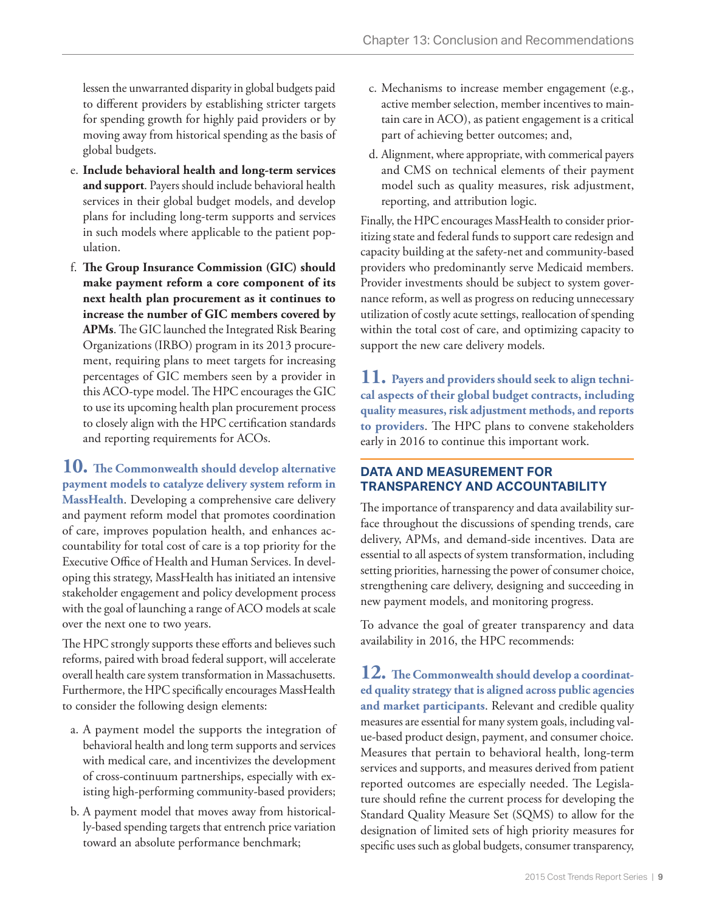lessen the unwarranted disparity in global budgets paid to different providers by establishing stricter targets for spending growth for highly paid providers or by moving away from historical spending as the basis of global budgets.

e. **Include behavioral health and long-term services and support**. Payers should include behavioral health services in their global budget models, and develop plans for including long-term supports and services in such models where applicable to the patient population.

f. **The Group Insurance Commission (GIC) should make payment reform a core component of its next health plan procurement as it continues to increase the number of GIC members covered by APMs**. The GIC launched the Integrated Risk Bearing Organizations (IRBO) program in its 2013 procurement, requiring plans to meet targets for increasing percentages of GIC members seen by a provider in this ACO-type model. The HPC encourages the GIC to use its upcoming health plan procurement process to closely align with the HPC certification standards and reporting requirements for ACOs.

**10. The Commonwealth should develop alternative payment models to catalyze delivery system reform in MassHealth**. Developing a comprehensive care delivery and payment reform model that promotes coordination of care, improves population health, and enhances accountability for total cost of care is a top priority for the Executive Office of Health and Human Services. In developing this strategy, MassHealth has initiated an intensive stakeholder engagement and policy development process with the goal of launching a range of ACO models at scale over the next one to two years.

The HPC strongly supports these efforts and believes such reforms, paired with broad federal support, will accelerate overall health care system transformation in Massachusetts. Furthermore, the HPC specifically encourages MassHealth to consider the following design elements:

a. A payment model the supports the integration of behavioral health and long term supports and services with medical care, and incentivizes the development of cross-continuum partnerships, especially with existing high-performing community-based providers;

b. A payment model that moves away from historically-based spending targets that entrench price variation toward an absolute performance benchmark;

c. Mechanisms to increase member engagement (e.g., active member selection, member incentives to maintain care in ACO), as patient engagement is a critical part of achieving better outcomes; and,

d. Alignment, where appropriate, with commerical payers and CMS on technical elements of their payment model such as quality measures, risk adjustment, reporting, and attribution logic.

Finally, the HPC encourages MassHealth to consider prioritizing state and federal funds to support care redesign and capacity building at the safety-net and community-based providers who predominantly serve Medicaid members. Provider investments should be subject to system governance reform, as well as progress on reducing unnecessary utilization of costly acute settings, reallocation of spending within the total cost of care, and optimizing capacity to support the new care delivery models.

**11. Payers and providers should seek to align technical aspects of their global budget contracts, including quality measures, risk adjustment methods, and reports to providers**. The HPC plans to convene stakeholders early in 2016 to continue this important work.

## DATA AND MEASUREMENT FOR TRANSPARENCY AND ACCOUNTABILITY

The importance of transparency and data availability surface throughout the discussions of spending trends, care delivery, APMs, and demand-side incentives. Data are essential to all aspects of system transformation, including setting priorities, harnessing the power of consumer choice, strengthening care delivery, designing and succeeding in new payment models, and monitoring progress.

To advance the goal of greater transparency and data availability in 2016, the HPC recommends:

**12. The Commonwealth should develop a coordinated quality strategy that is aligned across public agencies and market participants**. Relevant and credible quality measures are essential for many system goals, including value-based product design, payment, and consumer choice. Measures that pertain to behavioral health, long-term services and supports, and measures derived from patient reported outcomes are especially needed. The Legislature should refine the current process for developing the Standard Quality Measure Set (SQMS) to allow for the designation of limited sets of high priority measures for specific uses such as global budgets, consumer transparency,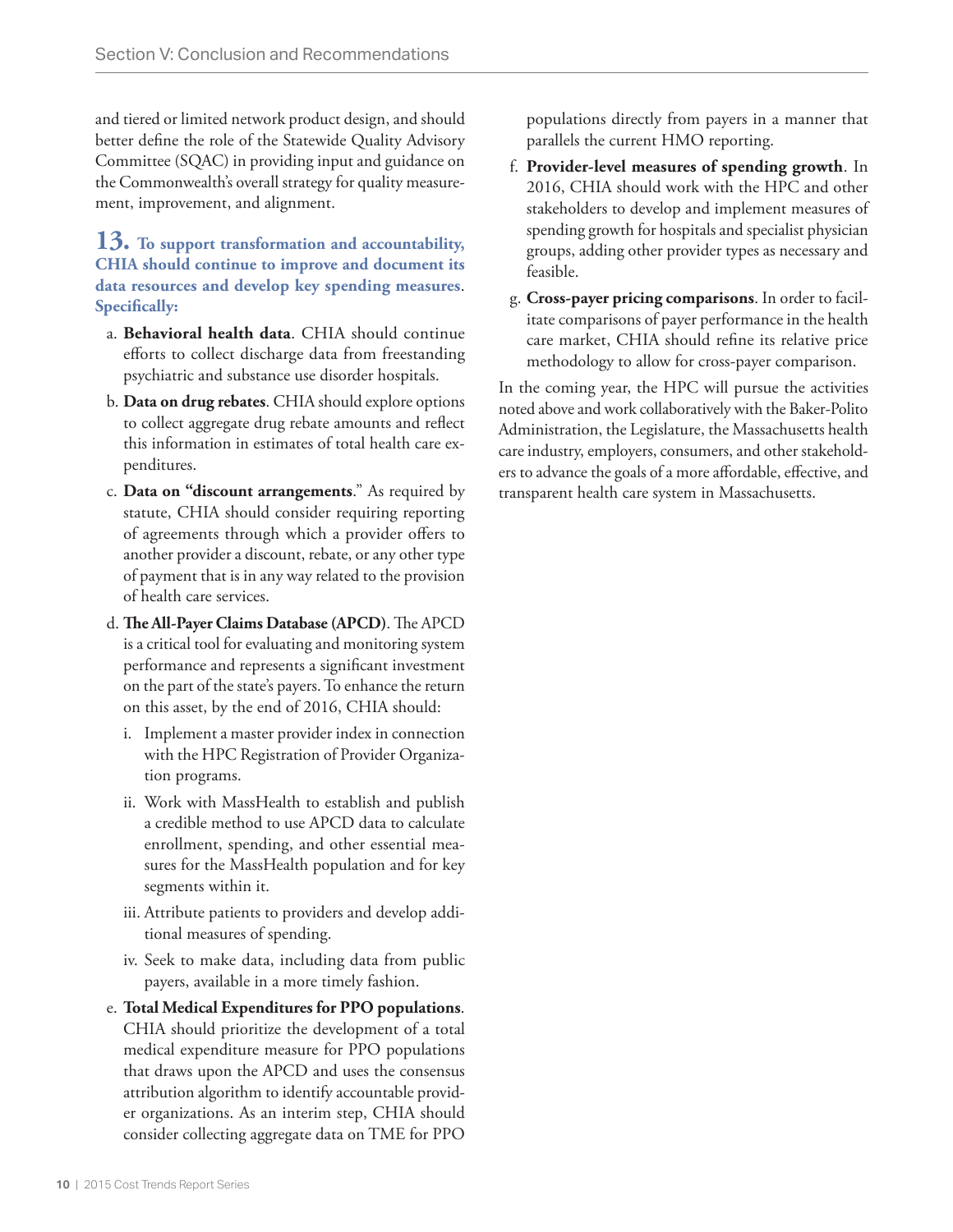and tiered or limited network product design, and should better define the role of the Statewide Quality Advisory Committee (SQAC) in providing input and guidance on the Commonwealth's overall strategy for quality measurement, improvement, and alignment.

**13. To support transformation and accountability, CHIA should continue to improve and document its data resources and develop key spending measures. Specifically:**

a. **Behavioral health data**. CHIA should continue efforts to collect discharge data from freestanding psychiatric and substance use disorder hospitals.

b. **Data on drug rebates**. CHIA should explore options to collect aggregate drug rebate amounts and reflect this information in estimates of total health care expenditures.

c. **Data on "discount arrangements**." As required by statute, CHIA should consider requiring reporting of agreements through which a provider offers to another provider a discount, rebate, or any other type of payment that is in any way related to the provision of health care services.

d. **The All-Payer Claims Database (APCD)**. The APCD is a critical tool for evaluating and monitoring system performance and represents a significant investment on the part of the state's payers. To enhance the return on this asset, by the end of 2016, CHIA should:

   i. Implement a master provider index in connection with the HPC Registration of Provider Organization programs.

   ii. Work with MassHealth to establish and publish a credible method to use APCD data to calculate enrollment, spending, and other essential measures for the MassHealth population and for key segments within it.

   iii. Attribute patients to providers and develop additional measures of spending.

   iv. Seek to make data, including data from public payers, available in a more timely fashion.

e. **Total Medical Expenditures for PPO populations**. CHIA should prioritize the development of a total medical expenditure measure for PPO populations that draws upon the APCD and uses the consensus attribution algorithm to identify accountable provider organizations. As an interim step, CHIA should consider collecting aggregate data on TME for PPO populations directly from payers in a manner that parallels the current HMO reporting.

f. **Provider-level measures of spending growth**. In 2016, CHIA should work with the HPC and other stakeholders to develop and implement measures of spending growth for hospitals and specialist physician groups, adding other provider types as necessary and feasible.

g. **Cross-payer pricing comparisons**. In order to facilitate comparisons of payer performance in the health care market, CHIA should refine its relative price methodology to allow for cross-payer comparison.

In the coming year, the HPC will pursue the activities noted above and work collaboratively with the Baker-Polito Administration, the Legislature, the Massachusetts health care industry, employers, consumers, and other stakeholders to advance the goals of a more affordable, effective, and transparent health care system in Massachusetts.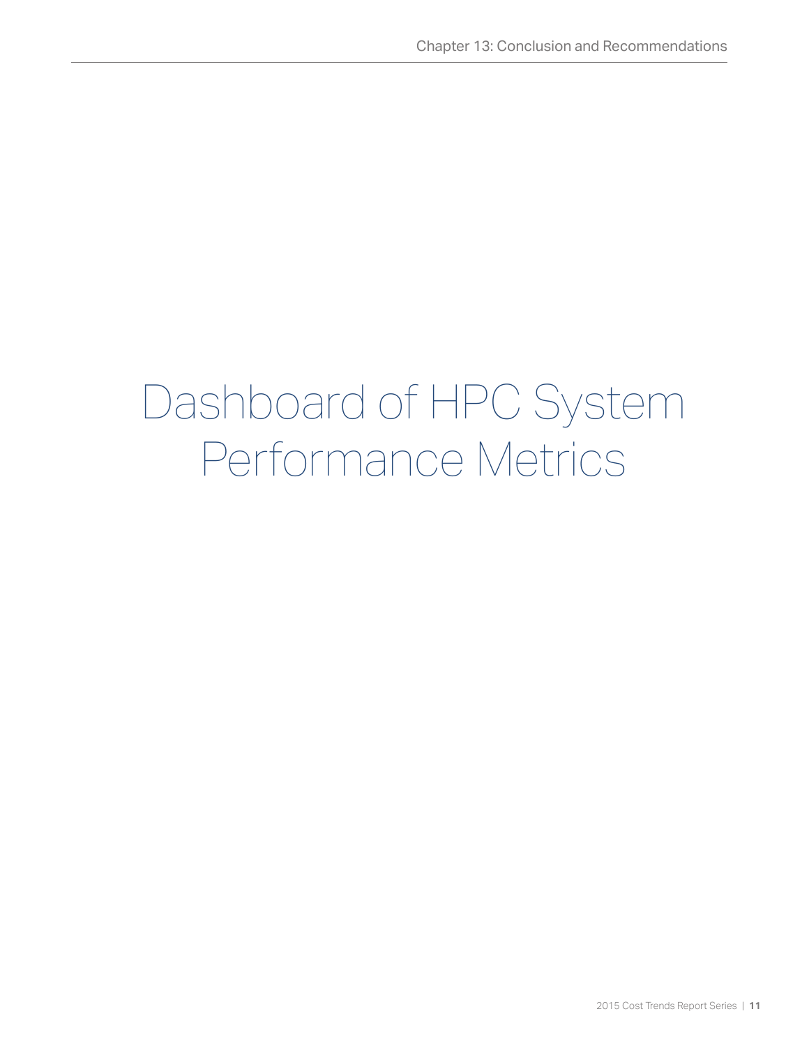# Dashboard of HPC System Performance Metrics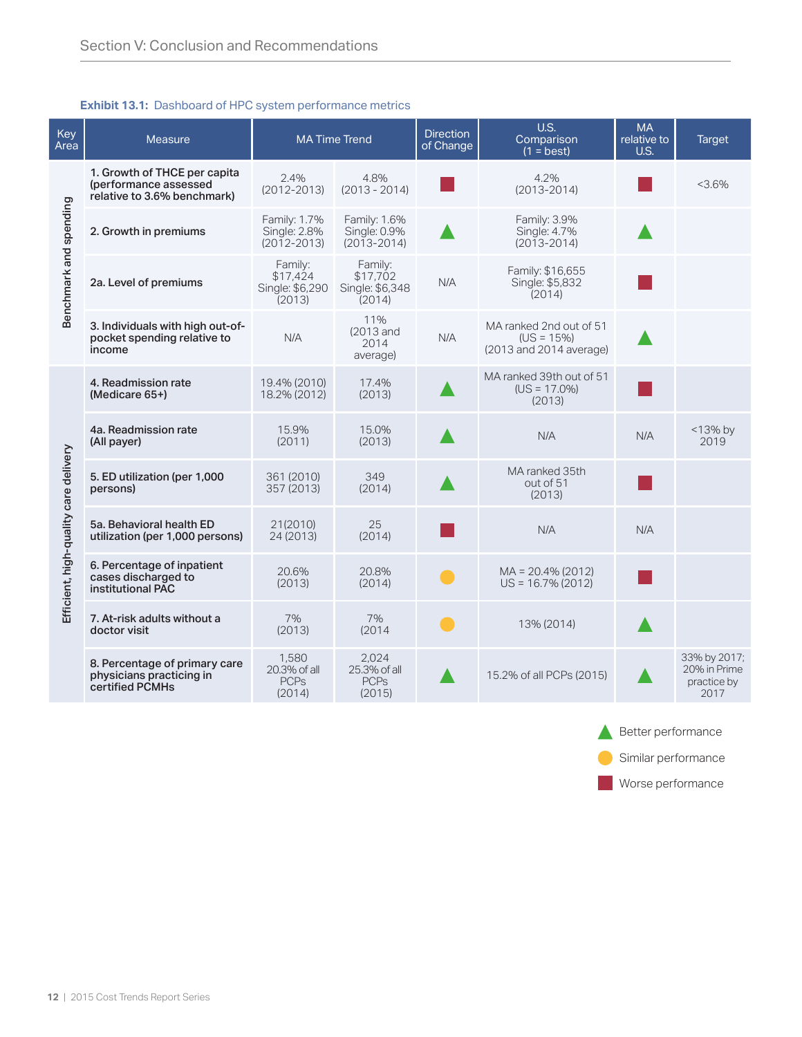**Exhibit 13.1:** Dashboard of HPC system performance metrics

| Key Area | Measure | MA Time Trend | | Direction of Change | U.S. Comparison (1 = best) | MA relative to U.S. | Target |
|---|---|---|---|---|---|---|---|
| Benchmark and spending | 1. Growth of THCE per capita (performance assessed relative to 3.6% benchmark) | 2.4% (2012-2013) | 4.8% (2013 - 2014) | Worse performance | 4.2% (2013-2014) | Worse performance | <3.6% |
| | 2. Growth in premiums | Family: 1.7% Single: 2.8% (2012-2013) | Family: 1.6% Single: 0.9% (2013-2014) | Better performance | Family: 3.9% Single: 4.7% (2013-2014) | Better performance | |
| | 2a. Level of premiums | Family: $17,424 Single: $6,290 (2013) | Family: $17,702 Single: $6,348 (2014) | N/A | Family: $16,655 Single: $5,832 (2014) | Worse performance | |
| | 3. Individuals with high out-of-pocket spending relative to income | N/A | 11% (2013 and 2014 average) | N/A | MA ranked 2nd out of 51 (US = 15%) (2013 and 2014 average) | Better performance | |
| Efficient, high-quality care delivery | 4. Readmission rate (Medicare 65+) | 19.4% (2010) 18.2% (2012) | 17.4% (2013) | Better performance | MA ranked 39th out of 51 (US = 17.0%) (2013) | Worse performance | |
| | 4a. Readmission rate (All payer) | 15.9% (2011) | 15.0% (2013) | Better performance | N/A | N/A | <13% by 2019 |
| | 5. ED utilization (per 1,000 persons) | 361 (2010) 357 (2013) | 349 (2014) | Better performance | MA ranked 35th out of 51 (2013) | Worse performance | |
| | 5a. Behavioral health ED utilization (per 1,000 persons) | 21(2010) 24 (2013) | 25 (2014) | Worse performance | N/A | N/A | |
| | 6. Percentage of inpatient cases discharged to institutional PAC | 20.6% (2013) | 20.8% (2014) | Similar performance | MA = 20.4% (2012) US = 16.7% (2012) | Worse performance | |
| | 7. At-risk adults without a doctor visit | 7% (2013) | 7% (2014 | Similar performance | 13% (2014) | Better performance | |
| | 8. Percentage of primary care physicians practicing in certified PCMHs | 1,580 20.3% of all PCPs (2014) | 2,024 25.3% of all PCPs (2015) | Better performance | 15.2% of all PCPs (2015) | Better performance | 33% by 2017; 20% in Prime practice by 2017 |

Legend: Better performance (green triangle); Similar performance (yellow circle); Worse performance (red square)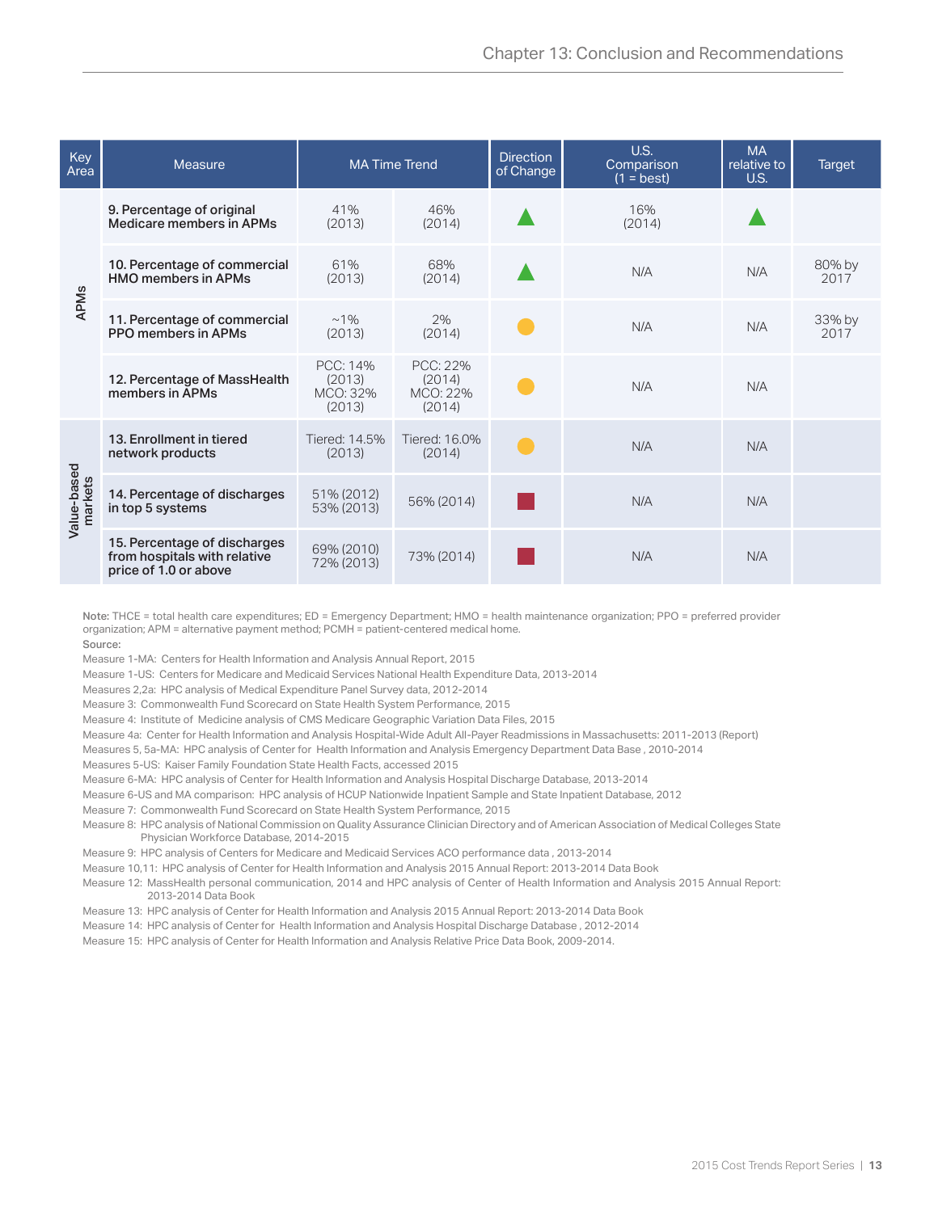| Key Area | Measure | MA Time Trend | | Direction of Change | U.S. Comparison (1 = best) | MA relative to U.S. | Target |
|---|---|---|---|---|---|---|---|
| APMs | 9. Percentage of original Medicare members in APMs | 41% (2013) | 46% (2014) | ▲ | 16% (2014) | ▲ | |
| | 10. Percentage of commercial HMO members in APMs | 61% (2013) | 68% (2014) | ▲ | N/A | N/A | 80% by 2017 |
| | 11. Percentage of commercial PPO members in APMs | ~1% (2013) | 2% (2014) | ● | N/A | N/A | 33% by 2017 |
| | 12. Percentage of MassHealth members in APMs | PCC: 14% (2013) MCO: 32% (2013) | PCC: 22% (2014) MCO: 22% (2014) | ● | N/A | N/A | |
| Value-based markets | 13. Enrollment in tiered network products | Tiered: 14.5% (2013) | Tiered: 16.0% (2014) | ● | N/A | N/A | |
| | 14. Percentage of discharges in top 5 systems | 51% (2012) 53% (2013) | 56% (2014) | ■ | N/A | N/A | |
| | 15. Percentage of discharges from hospitals with relative price of 1.0 or above | 69% (2010) 72% (2013) | 73% (2014) | ■ | N/A | N/A | |

**Note:** THCE = total health care expenditures; ED = Emergency Department; HMO = health maintenance organization; PPO = preferred provider organization; APM = alternative payment method; PCMH = patient-centered medical home.

**Source:**

Measure 1-MA: Centers for Health Information and Analysis Annual Report, 2015

Measure 1-US: Centers for Medicare and Medicaid Services National Health Expenditure Data, 2013-2014

Measures 2,2a: HPC analysis of Medical Expenditure Panel Survey data, 2012-2014

Measure 3: Commonwealth Fund Scorecard on State Health System Performance, 2015

Measure 4: Institute of Medicine analysis of CMS Medicare Geographic Variation Data Files, 2015

Measure 4a: Center for Health Information and Analysis Hospital-Wide Adult All-Payer Readmissions in Massachusetts: 2011-2013 (Report)

Measures 5, 5a-MA: HPC analysis of Center for Health Information and Analysis Emergency Department Data Base , 2010-2014

Measures 5-US: Kaiser Family Foundation State Health Facts, accessed 2015

Measure 6-MA: HPC analysis of Center for Health Information and Analysis Hospital Discharge Database, 2013-2014

Measure 6-US and MA comparison: HPC analysis of HCUP Nationwide Inpatient Sample and State Inpatient Database, 2012

Measure 7: Commonwealth Fund Scorecard on State Health System Performance, 2015

Measure 8: HPC analysis of National Commission on Quality Assurance Clinician Directory and of American Association of Medical Colleges State Physician Workforce Database, 2014-2015

Measure 9: HPC analysis of Centers for Medicare and Medicaid Services ACO performance data , 2013-2014

Measure 10,11: HPC analysis of Center for Health Information and Analysis 2015 Annual Report: 2013-2014 Data Book

Measure 12: MassHealth personal communication, 2014 and HPC analysis of Center of Health Information and Analysis 2015 Annual Report: 2013-2014 Data Book

Measure 13: HPC analysis of Center for Health Information and Analysis 2015 Annual Report: 2013-2014 Data Book

Measure 14: HPC analysis of Center for Health Information and Analysis Hospital Discharge Database , 2012-2014

Measure 15: HPC analysis of Center for Health Information and Analysis Relative Price Data Book, 2009-2014.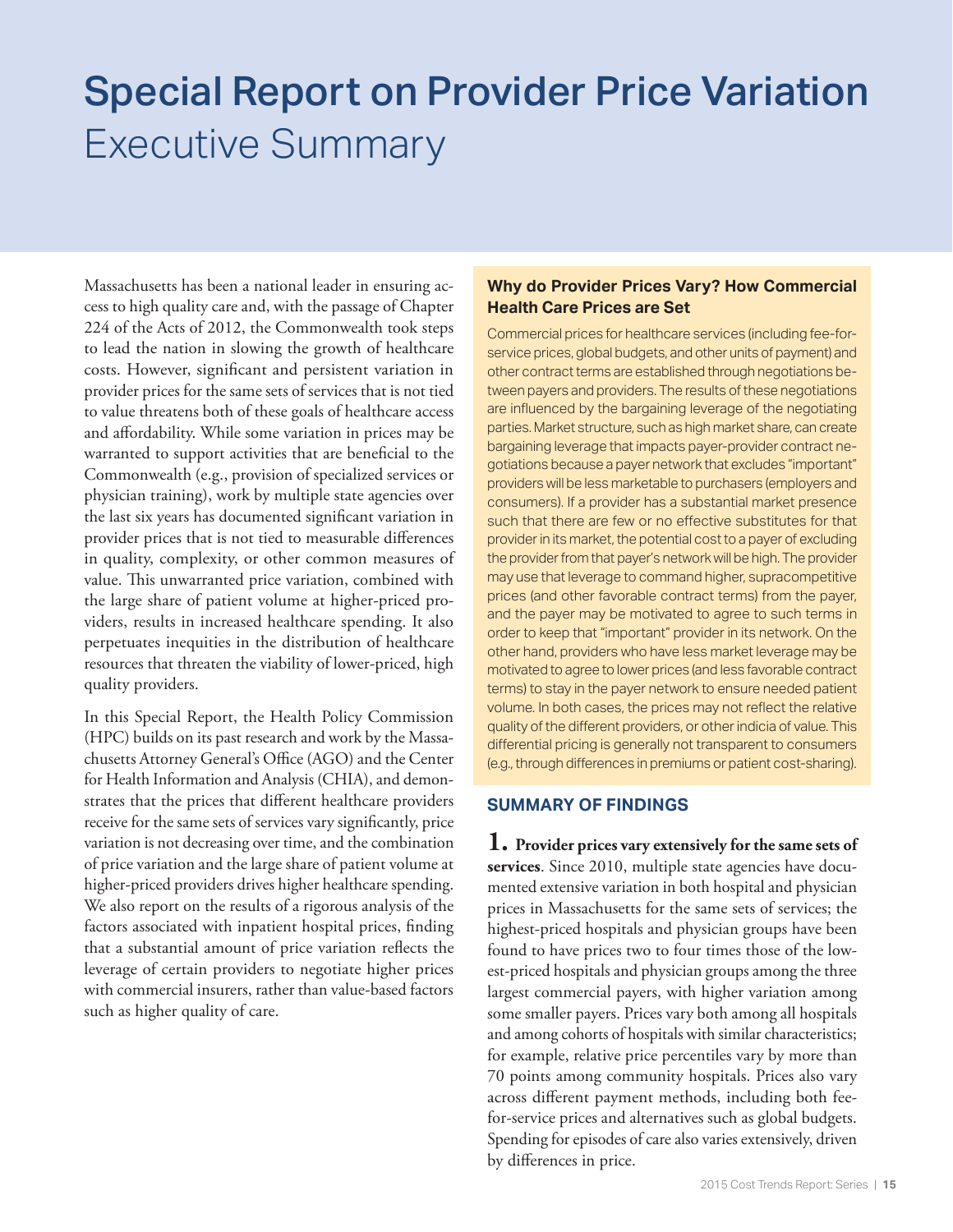# Special Report on Provider Price Variation
Executive Summary

Massachusetts has been a national leader in ensuring access to high quality care and, with the passage of Chapter 224 of the Acts of 2012, the Commonwealth took steps to lead the nation in slowing the growth of healthcare costs. However, significant and persistent variation in provider prices for the same sets of services that is not tied to value threatens both of these goals of healthcare access and affordability. While some variation in prices may be warranted to support activities that are beneficial to the Commonwealth (e.g., provision of specialized services or physician training), work by multiple state agencies over the last six years has documented significant variation in provider prices that is not tied to measurable differences in quality, complexity, or other common measures of value. This unwarranted price variation, combined with the large share of patient volume at higher-priced providers, results in increased healthcare spending. It also perpetuates inequities in the distribution of healthcare resources that threaten the viability of lower-priced, high quality providers.

In this Special Report, the Health Policy Commission (HPC) builds on its past research and work by the Massachusetts Attorney General's Office (AGO) and the Center for Health Information and Analysis (CHIA), and demonstrates that the prices that different healthcare providers receive for the same sets of services vary significantly, price variation is not decreasing over time, and the combination of price variation and the large share of patient volume at higher-priced providers drives higher healthcare spending. We also report on the results of a rigorous analysis of the factors associated with inpatient hospital prices, finding that a substantial amount of price variation reflects the leverage of certain providers to negotiate higher prices with commercial insurers, rather than value-based factors such as higher quality of care.

### Why do Provider Prices Vary? How Commercial Health Care Prices are Set

Commercial prices for healthcare services (including fee-for-service prices, global budgets, and other units of payment) and other contract terms are established through negotiations between payers and providers. The results of these negotiations are influenced by the bargaining leverage of the negotiating parties. Market structure, such as high market share, can create bargaining leverage that impacts payer-provider contract negotiations because a payer network that excludes "important" providers will be less marketable to purchasers (employers and consumers). If a provider has a substantial market presence such that there are few or no effective substitutes for that provider in its market, the potential cost to a payer of excluding the provider from that payer's network will be high. The provider may use that leverage to command higher, supracompetitive prices (and other favorable contract terms) from the payer, and the payer may be motivated to agree to such terms in order to keep that "important" provider in its network. On the other hand, providers who have less market leverage may be motivated to agree to lower prices (and less favorable contract terms) to stay in the payer network to ensure needed patient volume. In both cases, the prices may not reflect the relative quality of the different providers, or other indicia of value. This differential pricing is generally not transparent to consumers (e.g., through differences in premiums or patient cost-sharing).

## SUMMARY OF FINDINGS

**1. Provider prices vary extensively for the same sets of services**. Since 2010, multiple state agencies have documented extensive variation in both hospital and physician prices in Massachusetts for the same sets of services; the highest-priced hospitals and physician groups have been found to have prices two to four times those of the lowest-priced hospitals and physician groups among the three largest commercial payers, with higher variation among some smaller payers. Prices vary both among all hospitals and among cohorts of hospitals with similar characteristics; for example, relative price percentiles vary by more than 70 points among community hospitals. Prices also vary across different payment methods, including both fee-for-service prices and alternatives such as global budgets. Spending for episodes of care also varies extensively, driven by differences in price.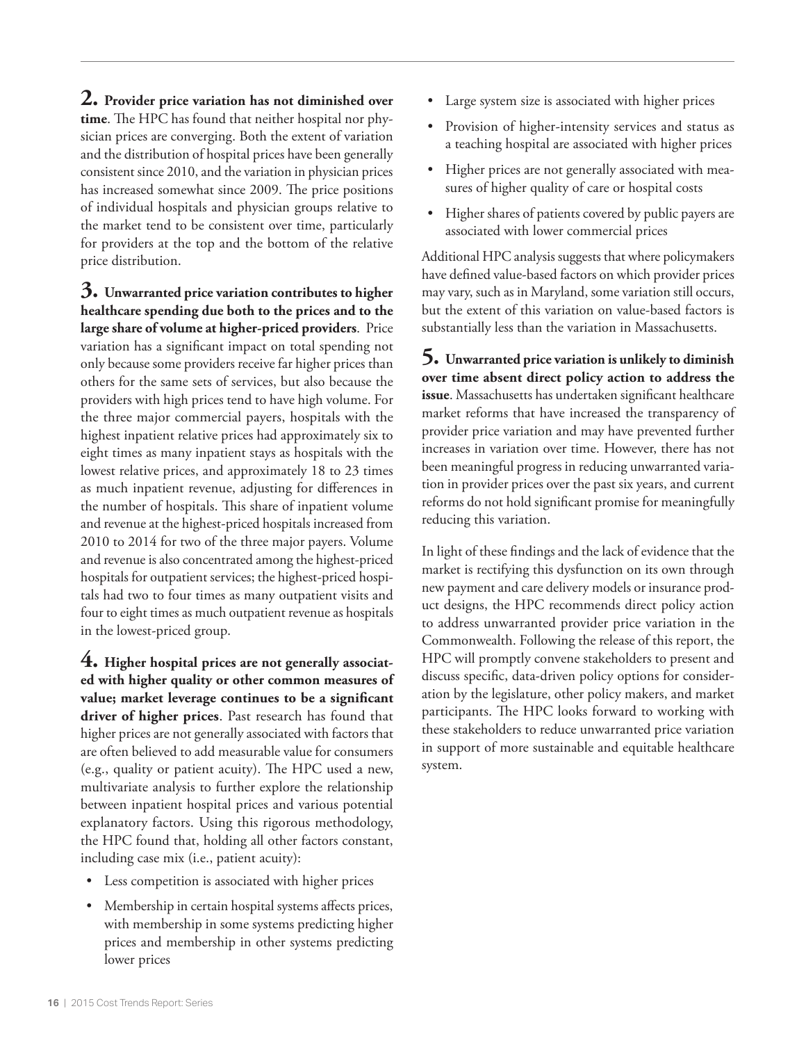**2. Provider price variation has not diminished over time**. The HPC has found that neither hospital nor physician prices are converging. Both the extent of variation and the distribution of hospital prices have been generally consistent since 2010, and the variation in physician prices has increased somewhat since 2009. The price positions of individual hospitals and physician groups relative to the market tend to be consistent over time, particularly for providers at the top and the bottom of the relative price distribution.

**3. Unwarranted price variation contributes to higher healthcare spending due both to the prices and to the large share of volume at higher-priced providers**. Price variation has a significant impact on total spending not only because some providers receive far higher prices than others for the same sets of services, but also because the providers with high prices tend to have high volume. For the three major commercial payers, hospitals with the highest inpatient relative prices had approximately six to eight times as many inpatient stays as hospitals with the lowest relative prices, and approximately 18 to 23 times as much inpatient revenue, adjusting for differences in the number of hospitals. This share of inpatient volume and revenue at the highest-priced hospitals increased from 2010 to 2014 for two of the three major payers. Volume and revenue is also concentrated among the highest-priced hospitals for outpatient services; the highest-priced hospitals had two to four times as many outpatient visits and four to eight times as much outpatient revenue as hospitals in the lowest-priced group.

**4. Higher hospital prices are not generally associated with higher quality or other common measures of value; market leverage continues to be a significant driver of higher prices**. Past research has found that higher prices are not generally associated with factors that are often believed to add measurable value for consumers (e.g., quality or patient acuity). The HPC used a new, multivariate analysis to further explore the relationship between inpatient hospital prices and various potential explanatory factors. Using this rigorous methodology, the HPC found that, holding all other factors constant, including case mix (i.e., patient acuity):

- Less competition is associated with higher prices
- Membership in certain hospital systems affects prices, with membership in some systems predicting higher prices and membership in other systems predicting lower prices
- Large system size is associated with higher prices
- Provision of higher-intensity services and status as a teaching hospital are associated with higher prices
- Higher prices are not generally associated with measures of higher quality of care or hospital costs
- Higher shares of patients covered by public payers are associated with lower commercial prices

Additional HPC analysis suggests that where policymakers have defined value-based factors on which provider prices may vary, such as in Maryland, some variation still occurs, but the extent of this variation on value-based factors is substantially less than the variation in Massachusetts.

**5. Unwarranted price variation is unlikely to diminish over time absent direct policy action to address the issue**. Massachusetts has undertaken significant healthcare market reforms that have increased the transparency of provider price variation and may have prevented further increases in variation over time. However, there has not been meaningful progress in reducing unwarranted variation in provider prices over the past six years, and current reforms do not hold significant promise for meaningfully reducing this variation.

In light of these findings and the lack of evidence that the market is rectifying this dysfunction on its own through new payment and care delivery models or insurance product designs, the HPC recommends direct policy action to address unwarranted provider price variation in the Commonwealth. Following the release of this report, the HPC will promptly convene stakeholders to present and discuss specific, data-driven policy options for consideration by the legislature, other policy makers, and market participants. The HPC looks forward to working with these stakeholders to reduce unwarranted price variation in support of more sustainable and equitable healthcare system.